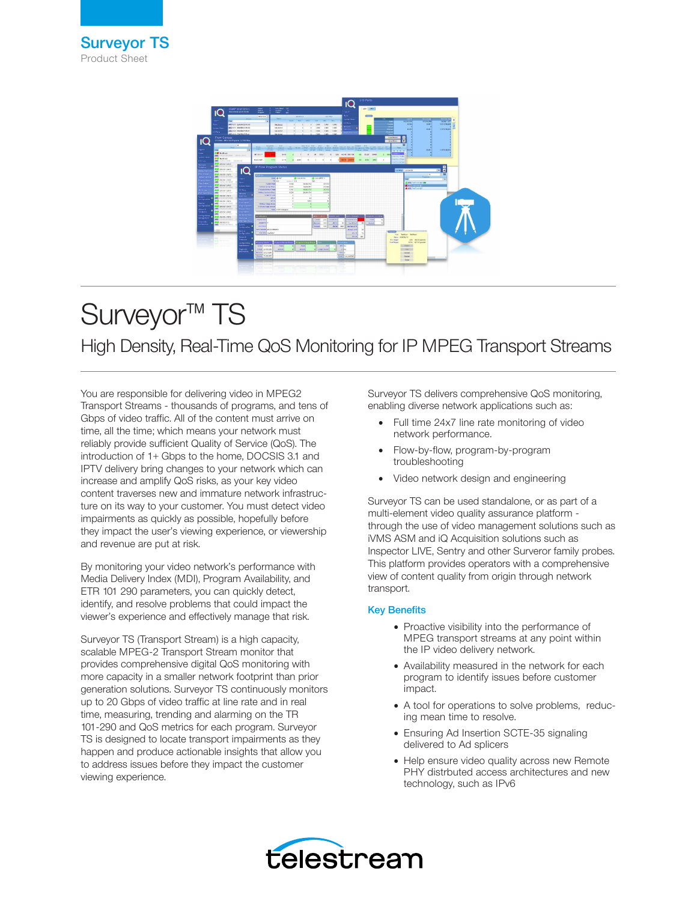Surveyor TS
Product Sheet

# Surveyor™ TS

## High Density, Real-Time QoS Monitoring for IP MPEG Transport Streams

You are responsible for delivering video in MPEG2 Transport Streams - thousands of programs, and tens of Gbps of video traffic. All of the content must arrive on time, all the time; which means your network must reliably provide sufficient Quality of Service (QoS). The introduction of 1+ Gbps to the home, DOCSIS 3.1 and IPTV delivery bring changes to your network which can increase and amplify QoS risks, as your key video content traverses new and immature network infrastructure on its way to your customer. You must detect video impairments as quickly as possible, hopefully before they impact the user's viewing experience, or viewership and revenue are put at risk.

By monitoring your video network's performance with Media Delivery Index (MDI), Program Availability, and ETR 101 290 parameters, you can quickly detect, identify, and resolve problems that could impact the viewer's experience and effectively manage that risk.

Surveyor TS (Transport Stream) is a high capacity, scalable MPEG-2 Transport Stream monitor that provides comprehensive digital QoS monitoring with more capacity in a smaller network footprint than prior generation solutions. Surveyor TS continuously monitors up to 20 Gbps of video traffic at line rate and in real time, measuring, trending and alarming on the TR 101-290 and QoS metrics for each program. Surveyor TS is designed to locate transport impairments as they happen and produce actionable insights that allow you to address issues before they impact the customer viewing experience.

Surveyor TS delivers comprehensive QoS monitoring, enabling diverse network applications such as:

- Full time 24x7 line rate monitoring of video network performance.
- Flow-by-flow, program-by-program troubleshooting
- Video network design and engineering

Surveyor TS can be used standalone, or as part of a multi-element video quality assurance platform - through the use of video management solutions such as iVMS ASM and iQ Acquisition solutions such as Inspector LIVE, Sentry and other Surveror family probes. This platform provides operators with a comprehensive view of content quality from origin through network transport.

### Key Benefits

- Proactive visibility into the performance of MPEG transport streams at any point within the IP video delivery network.
- Availability measured in the network for each program to identify issues before customer impact.
- A tool for operations to solve problems, reducing mean time to resolve.
- Ensuring Ad Insertion SCTE-35 signaling delivered to Ad splicers
- Help ensure video quality across new Remote PHY distrbuted access architectures and new technology, such as IPv6

telestream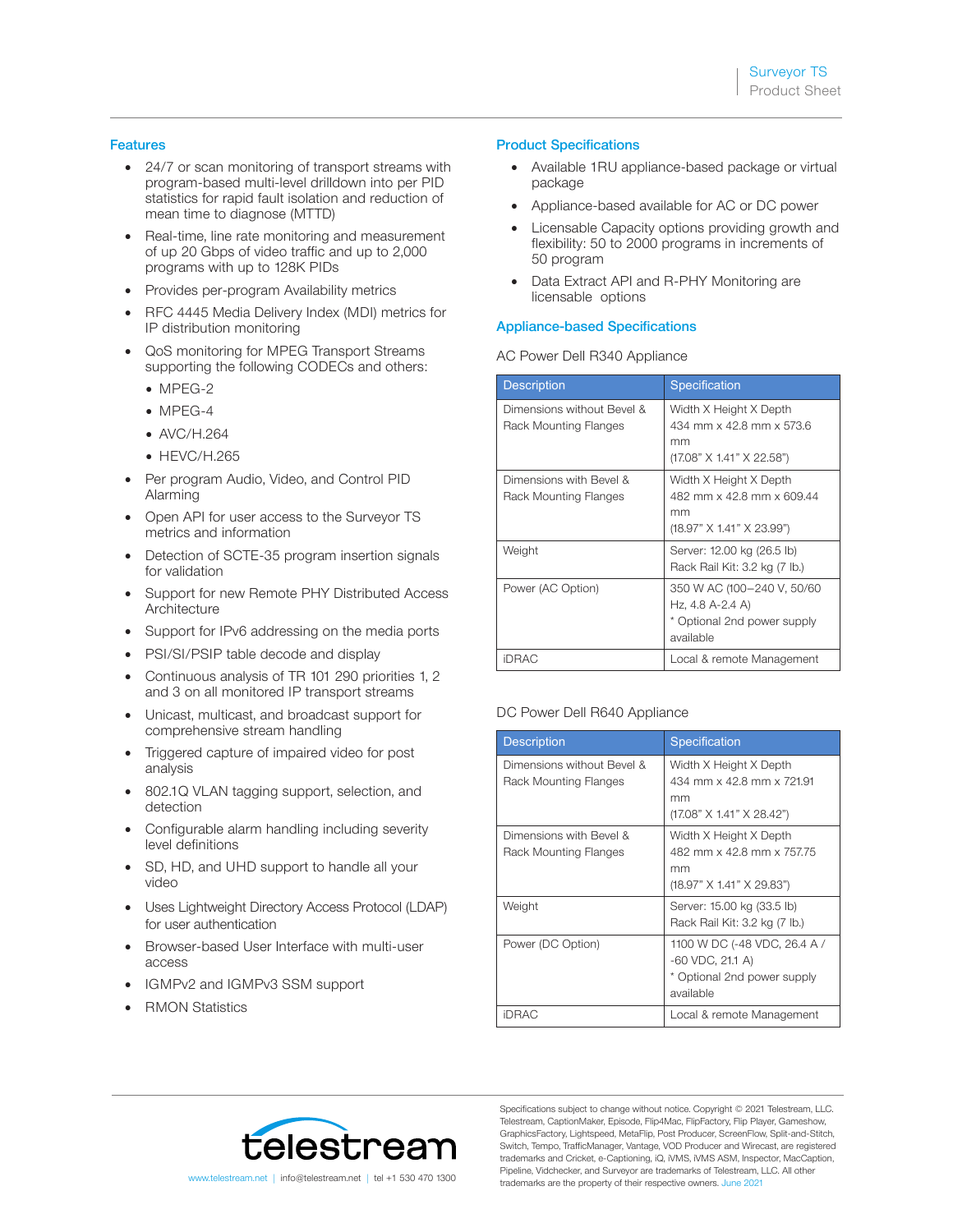## Features

- 24/7 or scan monitoring of transport streams with program-based multi-level drilldown into per PID statistics for rapid fault isolation and reduction of mean time to diagnose (MTTD)
- Real-time, line rate monitoring and measurement of up 20 Gbps of video traffic and up to 2,000 programs with up to 128K PIDs
- Provides per-program Availability metrics
- RFC 4445 Media Delivery Index (MDI) metrics for IP distribution monitoring
- QoS monitoring for MPEG Transport Streams supporting the following CODECs and others:
  - MPEG-2
  - MPEG-4
  - AVC/H.264
  - HEVC/H.265
- Per program Audio, Video, and Control PID Alarming
- Open API for user access to the Surveyor TS metrics and information
- Detection of SCTE-35 program insertion signals for validation
- Support for new Remote PHY Distributed Access Architecture
- Support for IPv6 addressing on the media ports
- PSI/SI/PSIP table decode and display
- Continuous analysis of TR 101 290 priorities 1, 2 and 3 on all monitored IP transport streams
- Unicast, multicast, and broadcast support for comprehensive stream handling
- Triggered capture of impaired video for post analysis
- 802.1Q VLAN tagging support, selection, and detection
- Configurable alarm handling including severity level definitions
- SD, HD, and UHD support to handle all your video
- Uses Lightweight Directory Access Protocol (LDAP) for user authentication
- Browser-based User Interface with multi-user access
- IGMPv2 and IGMPv3 SSM support
- RMON Statistics

## Product Specifications

- Available 1RU appliance-based package or virtual package
- Appliance-based available for AC or DC power
- Licensable Capacity options providing growth and flexibility: 50 to 2000 programs in increments of 50 program
- Data Extract API and R-PHY Monitoring are licensable options

## Appliance-based Specifications

AC Power Dell R340 Appliance

| Description | Specification |
|---|---|
| Dimensions without Bevel & Rack Mounting Flanges | Width X Height X Depth<br>434 mm x 42.8 mm x 573.6 mm<br>(17.08" X 1.41" X 22.58") |
| Dimensions with Bevel & Rack Mounting Flanges | Width X Height X Depth<br>482 mm x 42.8 mm x 609.44 mm<br>(18.97" X 1.41" X 23.99") |
| Weight | Server: 12.00 kg (26.5 lb)<br>Rack Rail Kit: 3.2 kg (7 lb.) |
| Power (AC Option) | 350 W AC (100–240 V, 50/60 Hz, 4.8 A-2.4 A)<br>* Optional 2nd power supply available |
| iDRAC | Local & remote Management |

DC Power Dell R640 Appliance

| Description | Specification |
|---|---|
| Dimensions without Bevel & Rack Mounting Flanges | Width X Height X Depth<br>434 mm x 42.8 mm x 721.91 mm<br>(17.08" X 1.41" X 28.42") |
| Dimensions with Bevel & Rack Mounting Flanges | Width X Height X Depth<br>482 mm x 42.8 mm x 757.75 mm<br>(18.97" X 1.41" X 29.83") |
| Weight | Server: 15.00 kg (33.5 lb)<br>Rack Rail Kit: 3.2 kg (7 lb.) |
| Power (DC Option) | 1100 W DC (-48 VDC, 26.4 A / -60 VDC, 21.1 A)<br>* Optional 2nd power supply available |
| iDRAC | Local & remote Management |

telestream

www.telestream.net | info@telestream.net | tel +1 530 470 1300

Specifications subject to change without notice. Copyright © 2021 Telestream, LLC. Telestream, CaptionMaker, Episode, Flip4Mac, FlipFactory, Flip Player, Gameshow, GraphicsFactory, Lightspeed, MetaFlip, Post Producer, ScreenFlow, Split-and-Stitch, Switch, Tempo, TrafficManager, Vantage, VOD Producer and Wirecast, are registered trademarks and Cricket, e-Captioning, iQ, iVMS, iVMS ASM, Inspector, MacCaption, Pipeline, Vidchecker, and Surveyor are trademarks of Telestream, LLC. All other trademarks are the property of their respective owners. June 2021